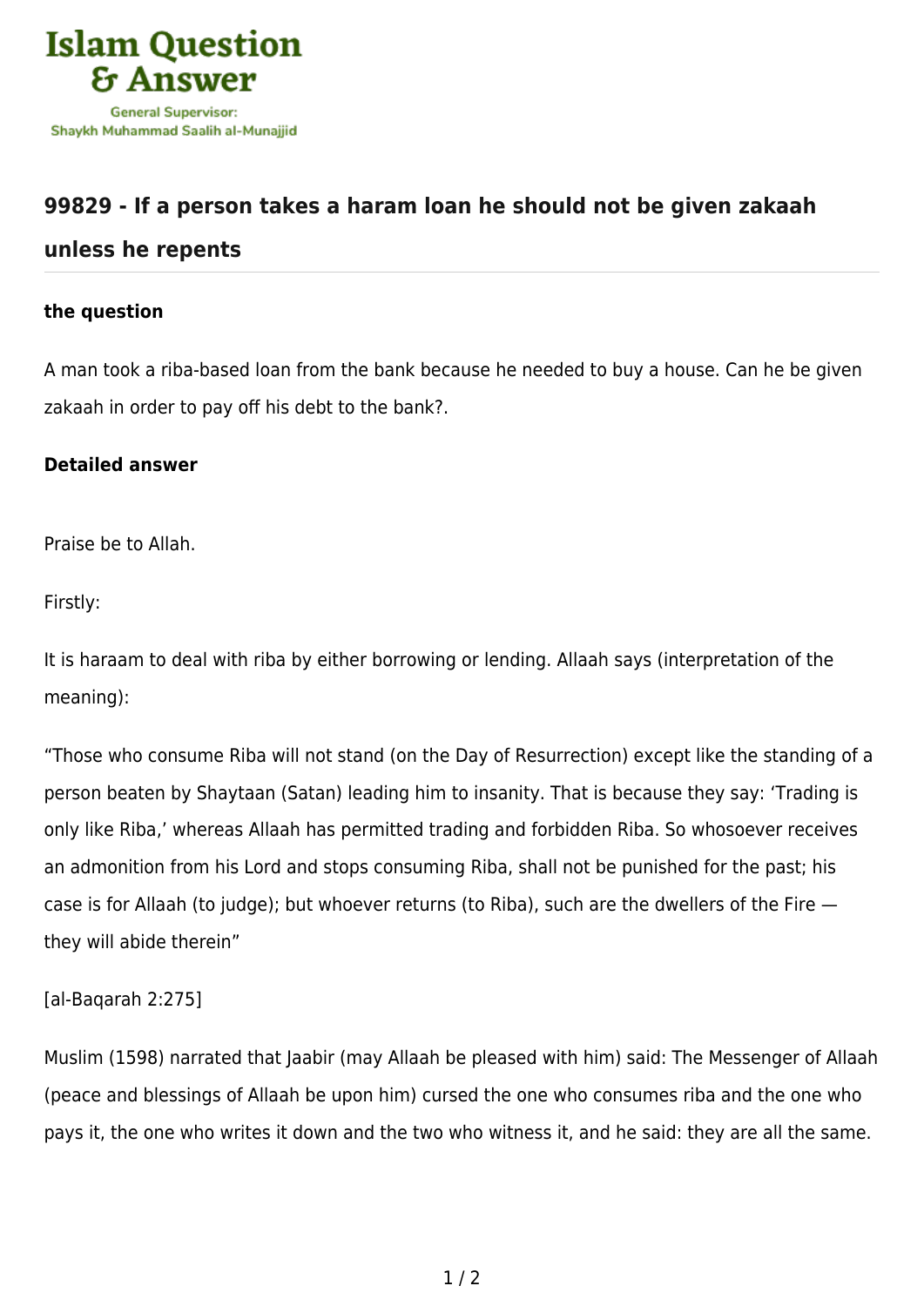## 99829 - If a person takes a haram loan he should not be given zakaah unless he repents

### the question

A man took a riba-based loan from the bank because he needed to buy a house. Can he be given zakaah in order to pay off his debt to the bank?.

### Detailed answer

Praise be to Allah.

Firstly:

It is haraam to deal with riba by either borrowing or lending. Allaah says (interpretation of the meaning):

"Those who consume Riba will not stand (on the Day of Resurrection) except like the standing of a person beaten by Shaytaan (Satan) leading him to insanity. That is because they say: 'Trading is only like Riba,' whereas Allaah has permitted trading and forbidden Riba. So whosoever receives an admonition from his Lord and stops consuming Riba, shall not be punished for the past; his case is for Allaah (to judge); but whoever returns (to Riba), such are the dwellers of the Fire — they will abide therein"

[al-Baqarah 2:275]

Muslim (1598) narrated that Jaabir (may Allaah be pleased with him) said: The Messenger of Allaah (peace and blessings of Allaah be upon him) cursed the one who consumes riba and the one who pays it, the one who writes it down and the two who witness it, and he said: they are all the same.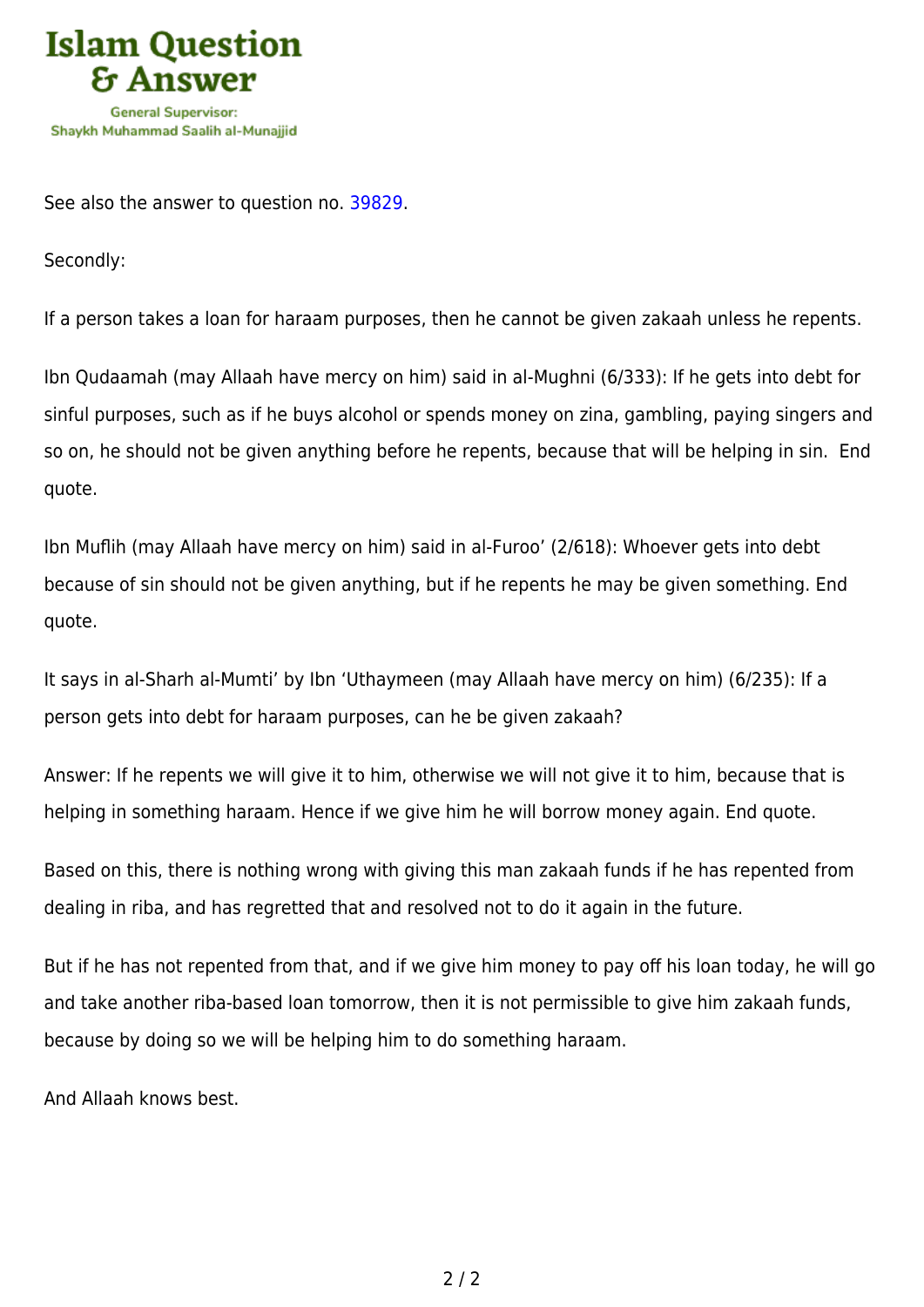See also the answer to question no. 39829.

Secondly:

If a person takes a loan for haraam purposes, then he cannot be given zakaah unless he repents.

Ibn Qudaamah (may Allaah have mercy on him) said in al-Mughni (6/333): If he gets into debt for sinful purposes, such as if he buys alcohol or spends money on zina, gambling, paying singers and so on, he should not be given anything before he repents, because that will be helping in sin. End quote.

Ibn Muflih (may Allaah have mercy on him) said in al-Furoo' (2/618): Whoever gets into debt because of sin should not be given anything, but if he repents he may be given something. End quote.

It says in al-Sharh al-Mumti' by Ibn 'Uthaymeen (may Allaah have mercy on him) (6/235): If a person gets into debt for haraam purposes, can he be given zakaah?

Answer: If he repents we will give it to him, otherwise we will not give it to him, because that is helping in something haraam. Hence if we give him he will borrow money again. End quote.

Based on this, there is nothing wrong with giving this man zakaah funds if he has repented from dealing in riba, and has regretted that and resolved not to do it again in the future.

But if he has not repented from that, and if we give him money to pay off his loan today, he will go and take another riba-based loan tomorrow, then it is not permissible to give him zakaah funds, because by doing so we will be helping him to do something haraam.

And Allaah knows best.